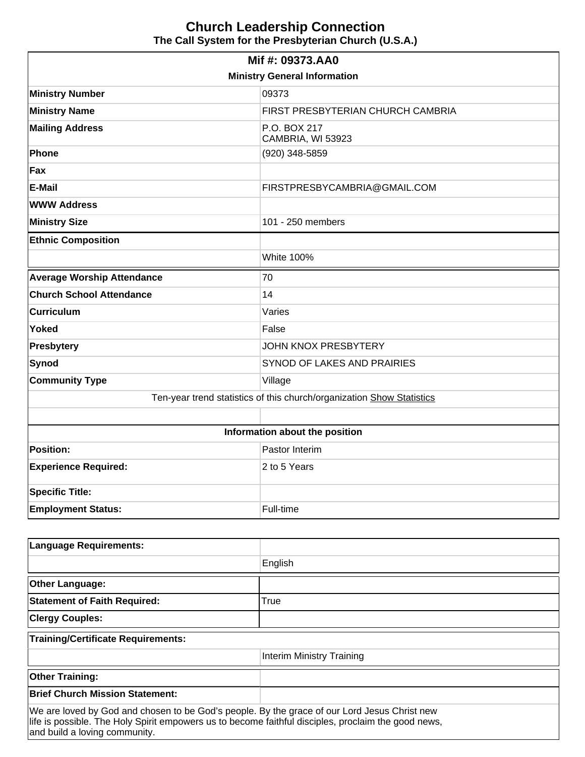# Church Leadership Connection

**The Call System for the Presbyterian Church (U.S.A.)**

| **Mif #: 09373.AA0** | |
|---|---|
| **Ministry General Information** | |
| **Ministry Number** | 09373 |
| **Ministry Name** | FIRST PRESBYTERIAN CHURCH CAMBRIA |
| **Mailing Address** | P.O. BOX 217<br>CAMBRIA, WI 53923 |
| **Phone** | (920) 348-5859 |
| **Fax** | |
| **E-Mail** | FIRSTPRESBYCAMBRIA@GMAIL.COM |
| **WWW Address** | |
| **Ministry Size** | 101 - 250 members |
| **Ethnic Composition** | |
| | White 100% |
| **Average Worship Attendance** | 70 |
| **Church School Attendance** | 14 |
| **Curriculum** | Varies |
| **Yoked** | False |
| **Presbytery** | JOHN KNOX PRESBYTERY |
| **Synod** | SYNOD OF LAKES AND PRAIRIES |
| **Community Type** | Village |
| Ten-year trend statistics of this church/organization Show Statistics | |
| | |
| **Information about the position** | |
| **Position:** | Pastor Interim |
| **Experience Required:** | 2 to 5 Years |
| **Specific Title:** | |
| **Employment Status:** | Full-time |

| **Language Requirements:** | |
|---|---|
| | English |
| **Other Language:** | |
| **Statement of Faith Required:** | True |
| **Clergy Couples:** | |
| **Training/Certificate Requirements:** | |
| | Interim Ministry Training |
| **Other Training:** | |
| **Brief Church Mission Statement:** | |

We are loved by God and chosen to be God's people. By the grace of our Lord Jesus Christ new life is possible. The Holy Spirit empowers us to become faithful disciples, proclaim the good news, and build a loving community.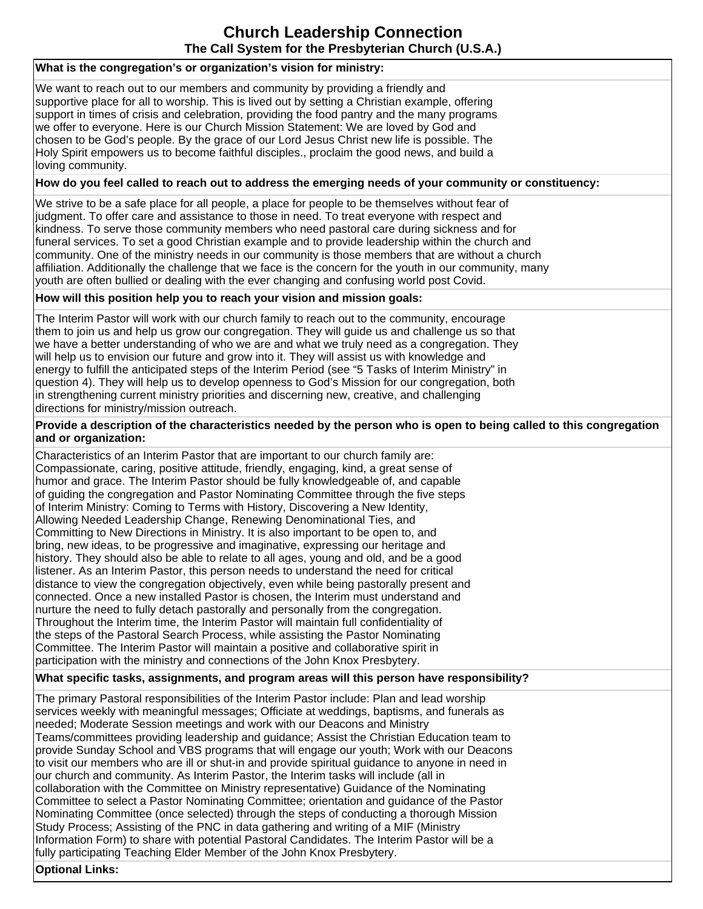# Church Leadership Connection

## The Call System for the Presbyterian Church (U.S.A.)

**What is the congregation's or organization's vision for ministry:**

We want to reach out to our members and community by providing a friendly and supportive place for all to worship. This is lived out by setting a Christian example, offering support in times of crisis and celebration, providing the food pantry and the many programs we offer to everyone. Here is our Church Mission Statement: We are loved by God and chosen to be God's people. By the grace of our Lord Jesus Christ new life is possible. The Holy Spirit empowers us to become faithful disciples., proclaim the good news, and build a loving community.

**How do you feel called to reach out to address the emerging needs of your community or constituency:**

We strive to be a safe place for all people, a place for people to be themselves without fear of judgment. To offer care and assistance to those in need. To treat everyone with respect and kindness. To serve those community members who need pastoral care during sickness and for funeral services. To set a good Christian example and to provide leadership within the church and community. One of the ministry needs in our community is those members that are without a church affiliation. Additionally the challenge that we face is the concern for the youth in our community, many youth are often bullied or dealing with the ever changing and confusing world post Covid.

**How will this position help you to reach your vision and mission goals:**

The Interim Pastor will work with our church family to reach out to the community, encourage them to join us and help us grow our congregation. They will guide us and challenge us so that we have a better understanding of who we are and what we truly need as a congregation. They will help us to envision our future and grow into it. They will assist us with knowledge and energy to fulfill the anticipated steps of the Interim Period (see "5 Tasks of Interim Ministry" in question 4). They will help us to develop openness to God's Mission for our congregation, both in strengthening current ministry priorities and discerning new, creative, and challenging directions for ministry/mission outreach.

**Provide a description of the characteristics needed by the person who is open to being called to this congregation and or organization:**

Characteristics of an Interim Pastor that are important to our church family are: Compassionate, caring, positive attitude, friendly, engaging, kind, a great sense of humor and grace. The Interim Pastor should be fully knowledgeable of, and capable of guiding the congregation and Pastor Nominating Committee through the five steps of Interim Ministry: Coming to Terms with History, Discovering a New Identity, Allowing Needed Leadership Change, Renewing Denominational Ties, and Committing to New Directions in Ministry. It is also important to be open to, and bring, new ideas, to be progressive and imaginative, expressing our heritage and history. They should also be able to relate to all ages, young and old, and be a good listener. As an Interim Pastor, this person needs to understand the need for critical distance to view the congregation objectively, even while being pastorally present and connected. Once a new installed Pastor is chosen, the Interim must understand and nurture the need to fully detach pastorally and personally from the congregation. Throughout the Interim time, the Interim Pastor will maintain full confidentiality of the steps of the Pastoral Search Process, while assisting the Pastor Nominating Committee. The Interim Pastor will maintain a positive and collaborative spirit in participation with the ministry and connections of the John Knox Presbytery.

**What specific tasks, assignments, and program areas will this person have responsibility?**

The primary Pastoral responsibilities of the Interim Pastor include: Plan and lead worship services weekly with meaningful messages; Officiate at weddings, baptisms, and funerals as needed; Moderate Session meetings and work with our Deacons and Ministry Teams/committees providing leadership and guidance; Assist the Christian Education team to provide Sunday School and VBS programs that will engage our youth; Work with our Deacons to visit our members who are ill or shut-in and provide spiritual guidance to anyone in need in our church and community. As Interim Pastor, the Interim tasks will include (all in collaboration with the Committee on Ministry representative) Guidance of the Nominating Committee to select a Pastor Nominating Committee; orientation and guidance of the Pastor Nominating Committee (once selected) through the steps of conducting a thorough Mission Study Process; Assisting of the PNC in data gathering and writing of a MIF (Ministry Information Form) to share with potential Pastoral Candidates. The Interim Pastor will be a fully participating Teaching Elder Member of the John Knox Presbytery.

**Optional Links:**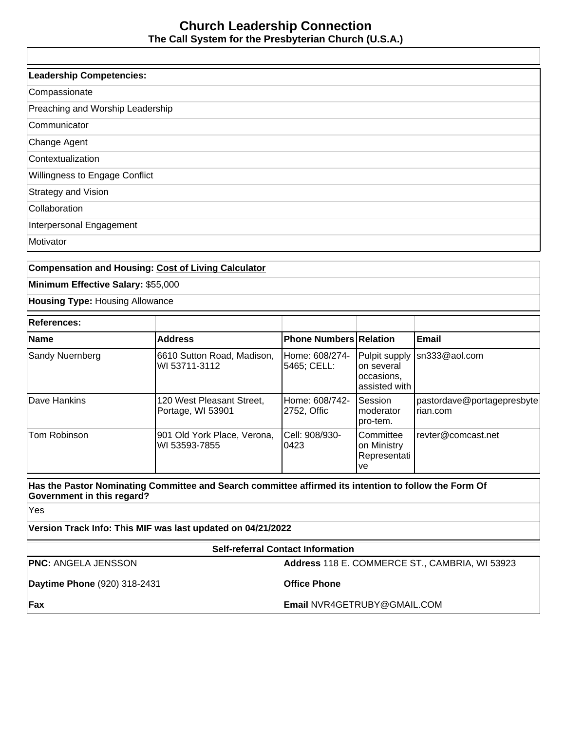# Church Leadership Connection

**The Call System for the Presbyterian Church (U.S.A.)**

| **Leadership Competencies:** |
|---|
| Compassionate |
| Preaching and Worship Leadership |
| Communicator |
| Change Agent |
| Contextualization |
| Willingness to Engage Conflict |
| Strategy and Vision |
| Collaboration |
| Interpersonal Engagement |
| Motivator |

**Compensation and Housing:** Cost of Living Calculator

**Minimum Effective Salary:** $55,000

**Housing Type:** Housing Allowance

**References:**

| Name | Address | Phone Numbers | Relation | Email |
|---|---|---|---|---|
| Sandy Nuernberg | 6610 Sutton Road, Madison, WI 53711-3112 | Home: 608/274-5465; CELL: | Pulpit supply on several occasions, assisted with | sn333@aol.com |
| Dave Hankins | 120 West Pleasant Street, Portage, WI 53901 | Home: 608/742-2752, Offic | Session moderator pro-tem. | pastordave@portagepresbyterian.com |
| Tom Robinson | 901 Old York Place, Verona, WI 53593-7855 | Cell: 908/930-0423 | Committee on Ministry Representative | revter@comcast.net |

**Has the Pastor Nominating Committee and Search committee affirmed its intention to follow the Form Of Government in this regard?**

Yes

**Version Track Info: This MIF was last updated on 04/21/2022**

**Self-referral Contact Information**

| | |
|---|---|
| **PNC:** ANGELA JENSSON | **Address** 118 E. COMMERCE ST., CAMBRIA, WI 53923 |
| **Daytime Phone** (920) 318-2431 | **Office Phone** |
| **Fax** | **Email** NVR4GETRUBY@GMAIL.COM |